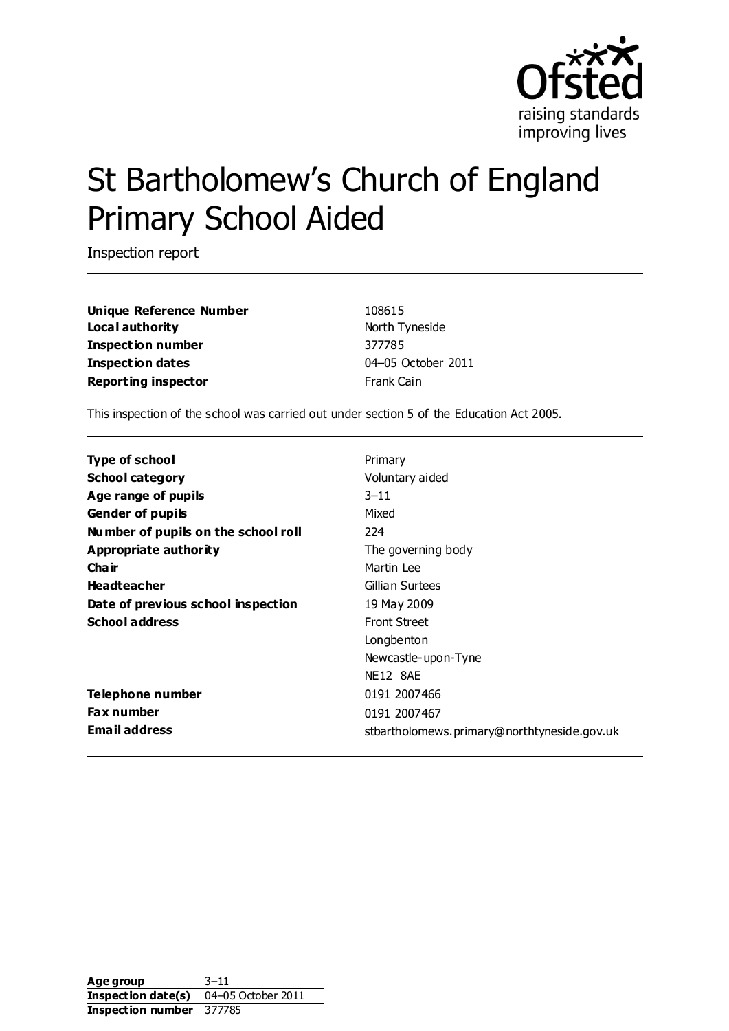# St Bartholomew's Church of England Primary School Aided

Inspection report

| | |
|---|---|
| **Unique Reference Number** | 108615 |
| **Local authority** | North Tyneside |
| **Inspection number** | 377785 |
| **Inspection dates** | 04–05 October 2011 |
| **Reporting inspector** | Frank Cain |

This inspection of the school was carried out under section 5 of the Education Act 2005.

| | |
|---|---|
| **Type of school** | Primary |
| **School category** | Voluntary aided |
| **Age range of pupils** | 3–11 |
| **Gender of pupils** | Mixed |
| **Number of pupils on the school roll** | 224 |
| **Appropriate authority** | The governing body |
| **Chair** | Martin Lee |
| **Headteacher** | Gillian Surtees |
| **Date of previous school inspection** | 19 May 2009 |
| **School address** | Front Street<br>Longbenton<br>Newcastle-upon-Tyne<br>NE12 8AE |
| **Telephone number** | 0191 2007466 |
| **Fax number** | 0191 2007467 |
| **Email address** | stbartholomews.primary@northtyneside.gov.uk |

| | |
|---|---|
| **Age group** | 3–11 |
| **Inspection date(s)** | 04–05 October 2011 |
| **Inspection number** | 377785 |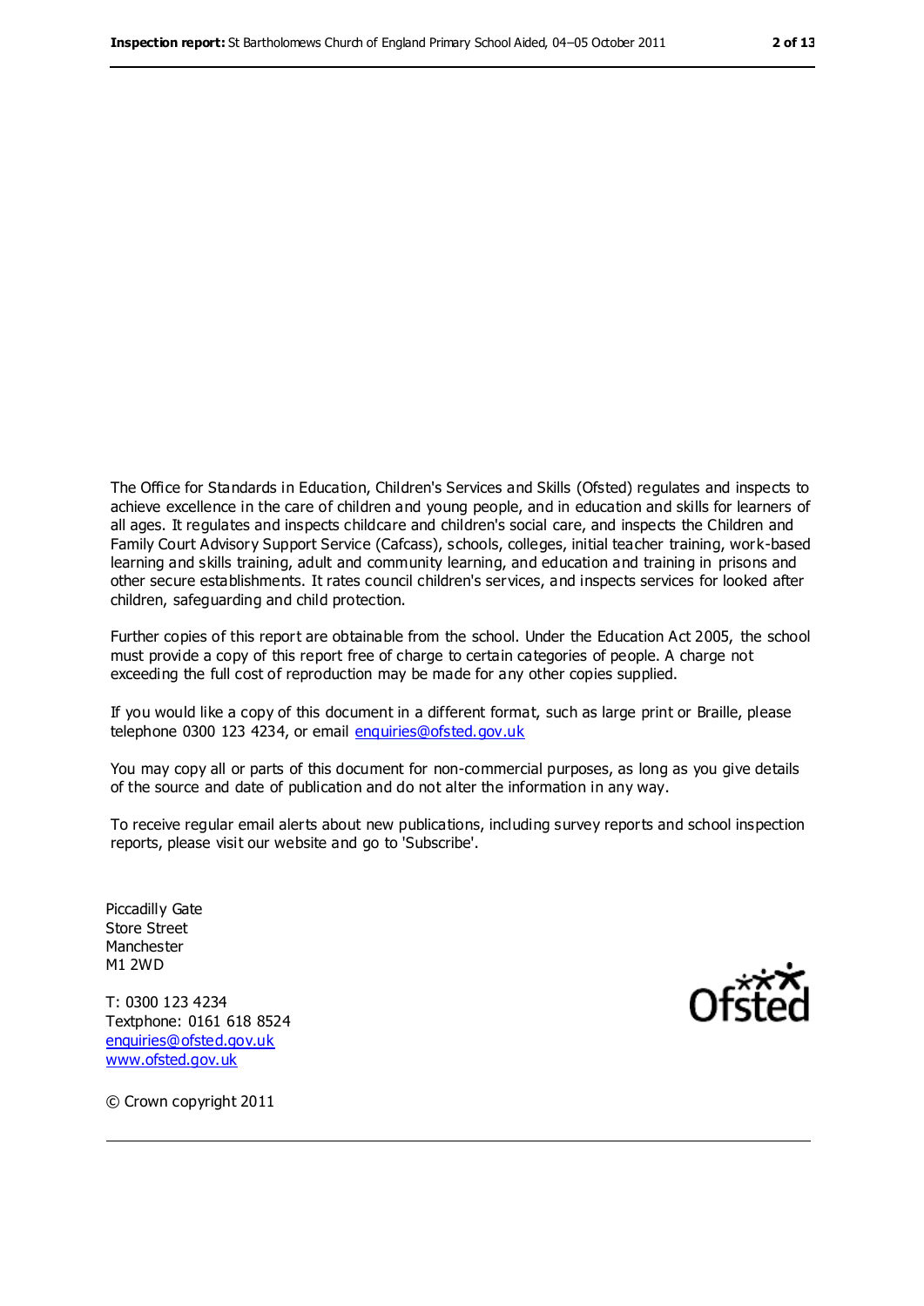The Office for Standards in Education, Children's Services and Skills (Ofsted) regulates and inspects to achieve excellence in the care of children and young people, and in education and skills for learners of all ages. It regulates and inspects childcare and children's social care, and inspects the Children and Family Court Advisory Support Service (Cafcass), schools, colleges, initial teacher training, work-based learning and skills training, adult and community learning, and education and training in prisons and other secure establishments. It rates council children's services, and inspects services for looked after children, safeguarding and child protection.

Further copies of this report are obtainable from the school. Under the Education Act 2005, the school must provide a copy of this report free of charge to certain categories of people. A charge not exceeding the full cost of reproduction may be made for any other copies supplied.

If you would like a copy of this document in a different format, such as large print or Braille, please telephone 0300 123 4234, or email enquiries@ofsted.gov.uk

You may copy all or parts of this document for non-commercial purposes, as long as you give details of the source and date of publication and do not alter the information in any way.

To receive regular email alerts about new publications, including survey reports and school inspection reports, please visit our website and go to 'Subscribe'.

Piccadilly Gate
Store Street
Manchester
M1 2WD

T: 0300 123 4234
Textphone: 0161 618 8524
enquiries@ofsted.gov.uk
www.ofsted.gov.uk

© Crown copyright 2011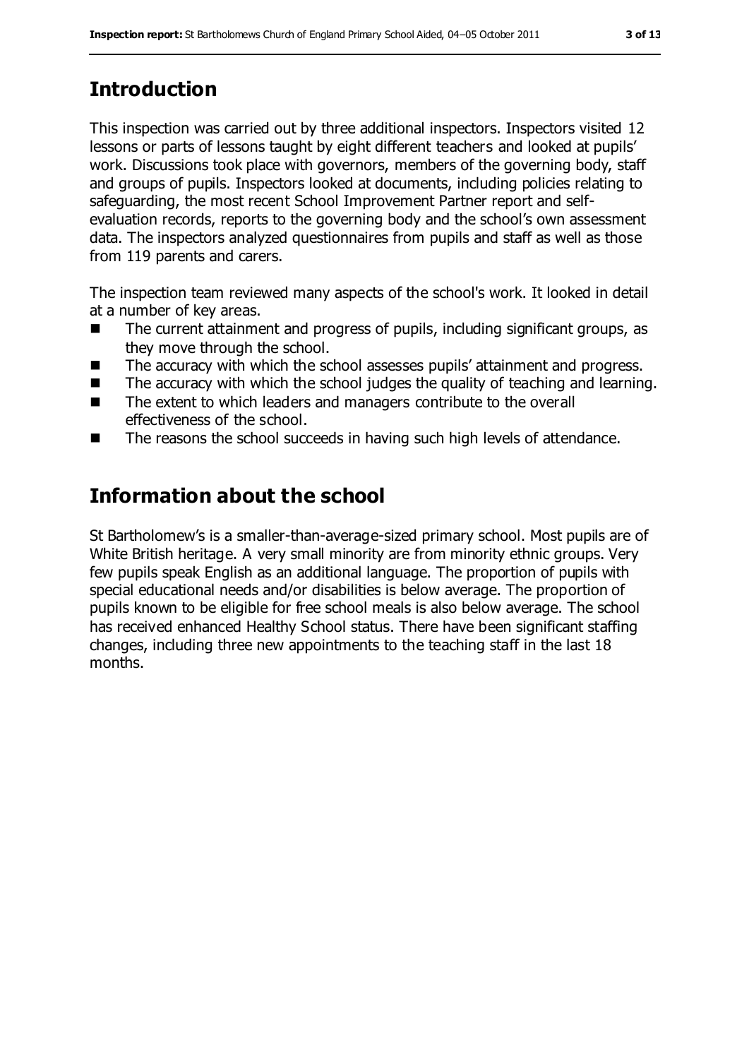## Introduction

This inspection was carried out by three additional inspectors. Inspectors visited 12 lessons or parts of lessons taught by eight different teachers and looked at pupils' work. Discussions took place with governors, members of the governing body, staff and groups of pupils. Inspectors looked at documents, including policies relating to safeguarding, the most recent School Improvement Partner report and self-evaluation records, reports to the governing body and the school's own assessment data. The inspectors analyzed questionnaires from pupils and staff as well as those from 119 parents and carers.

The inspection team reviewed many aspects of the school's work. It looked in detail at a number of key areas.

- The current attainment and progress of pupils, including significant groups, as they move through the school.
- The accuracy with which the school assesses pupils' attainment and progress.
- The accuracy with which the school judges the quality of teaching and learning.
- The extent to which leaders and managers contribute to the overall effectiveness of the school.
- The reasons the school succeeds in having such high levels of attendance.

## Information about the school

St Bartholomew's is a smaller-than-average-sized primary school. Most pupils are of White British heritage. A very small minority are from minority ethnic groups. Very few pupils speak English as an additional language. The proportion of pupils with special educational needs and/or disabilities is below average. The proportion of pupils known to be eligible for free school meals is also below average. The school has received enhanced Healthy School status. There have been significant staffing changes, including three new appointments to the teaching staff in the last 18 months.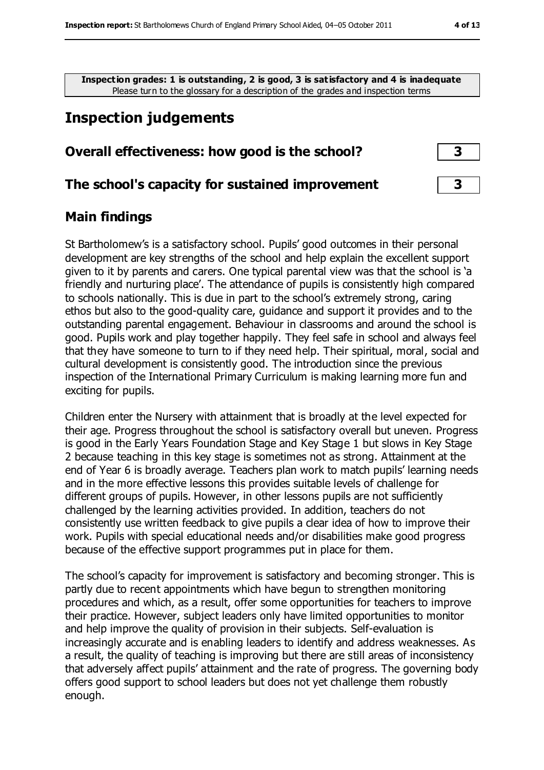**Inspection grades: 1 is outstanding, 2 is good, 3 is satisfactory and 4 is inadequate**
Please turn to the glossary for a description of the grades and inspection terms

## Inspection judgements

### Overall effectiveness: how good is the school? 3

### The school's capacity for sustained improvement 3

### Main findings

St Bartholomew's is a satisfactory school. Pupils' good outcomes in their personal development are key strengths of the school and help explain the excellent support given to it by parents and carers. One typical parental view was that the school is 'a friendly and nurturing place'. The attendance of pupils is consistently high compared to schools nationally. This is due in part to the school's extremely strong, caring ethos but also to the good-quality care, guidance and support it provides and to the outstanding parental engagement. Behaviour in classrooms and around the school is good. Pupils work and play together happily. They feel safe in school and always feel that they have someone to turn to if they need help. Their spiritual, moral, social and cultural development is consistently good. The introduction since the previous inspection of the International Primary Curriculum is making learning more fun and exciting for pupils.

Children enter the Nursery with attainment that is broadly at the level expected for their age. Progress throughout the school is satisfactory overall but uneven. Progress is good in the Early Years Foundation Stage and Key Stage 1 but slows in Key Stage 2 because teaching in this key stage is sometimes not as strong. Attainment at the end of Year 6 is broadly average. Teachers plan work to match pupils' learning needs and in the more effective lessons this provides suitable levels of challenge for different groups of pupils. However, in other lessons pupils are not sufficiently challenged by the learning activities provided. In addition, teachers do not consistently use written feedback to give pupils a clear idea of how to improve their work. Pupils with special educational needs and/or disabilities make good progress because of the effective support programmes put in place for them.

The school's capacity for improvement is satisfactory and becoming stronger. This is partly due to recent appointments which have begun to strengthen monitoring procedures and which, as a result, offer some opportunities for teachers to improve their practice. However, subject leaders only have limited opportunities to monitor and help improve the quality of provision in their subjects. Self-evaluation is increasingly accurate and is enabling leaders to identify and address weaknesses. As a result, the quality of teaching is improving but there are still areas of inconsistency that adversely affect pupils' attainment and the rate of progress. The governing body offers good support to school leaders but does not yet challenge them robustly enough.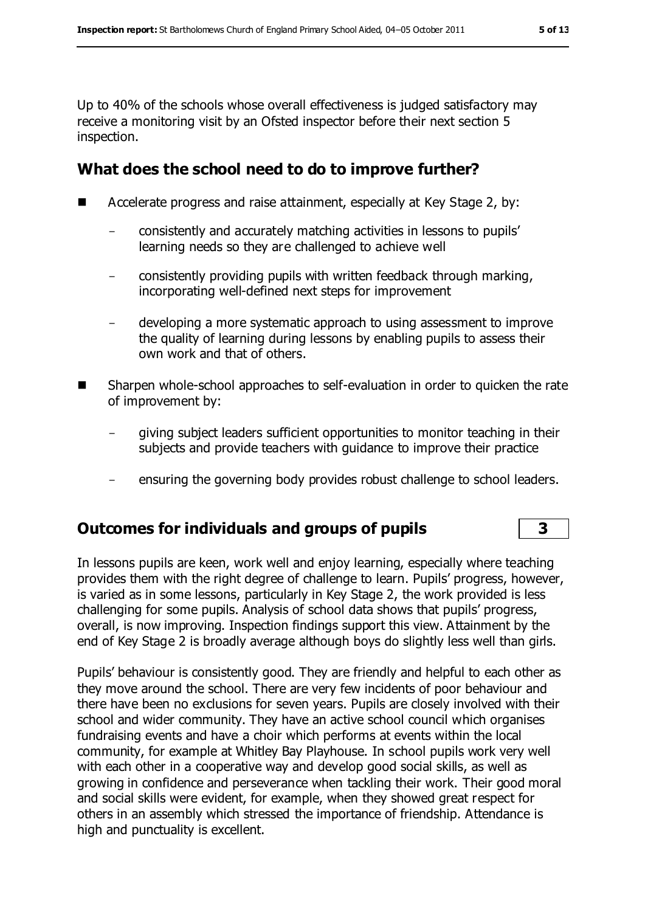Up to 40% of the schools whose overall effectiveness is judged satisfactory may receive a monitoring visit by an Ofsted inspector before their next section 5 inspection.

## What does the school need to do to improve further?

- Accelerate progress and raise attainment, especially at Key Stage 2, by:
  - consistently and accurately matching activities in lessons to pupils' learning needs so they are challenged to achieve well
  - consistently providing pupils with written feedback through marking, incorporating well-defined next steps for improvement
  - developing a more systematic approach to using assessment to improve the quality of learning during lessons by enabling pupils to assess their own work and that of others.
- Sharpen whole-school approaches to self-evaluation in order to quicken the rate of improvement by:
  - giving subject leaders sufficient opportunities to monitor teaching in their subjects and provide teachers with guidance to improve their practice
  - ensuring the governing body provides robust challenge to school leaders.

## Outcomes for individuals and groups of pupils — 3

In lessons pupils are keen, work well and enjoy learning, especially where teaching provides them with the right degree of challenge to learn. Pupils' progress, however, is varied as in some lessons, particularly in Key Stage 2, the work provided is less challenging for some pupils. Analysis of school data shows that pupils' progress, overall, is now improving. Inspection findings support this view. Attainment by the end of Key Stage 2 is broadly average although boys do slightly less well than girls.

Pupils' behaviour is consistently good. They are friendly and helpful to each other as they move around the school. There are very few incidents of poor behaviour and there have been no exclusions for seven years. Pupils are closely involved with their school and wider community. They have an active school council which organises fundraising events and have a choir which performs at events within the local community, for example at Whitley Bay Playhouse. In school pupils work very well with each other in a cooperative way and develop good social skills, as well as growing in confidence and perseverance when tackling their work. Their good moral and social skills were evident, for example, when they showed great respect for others in an assembly which stressed the importance of friendship. Attendance is high and punctuality is excellent.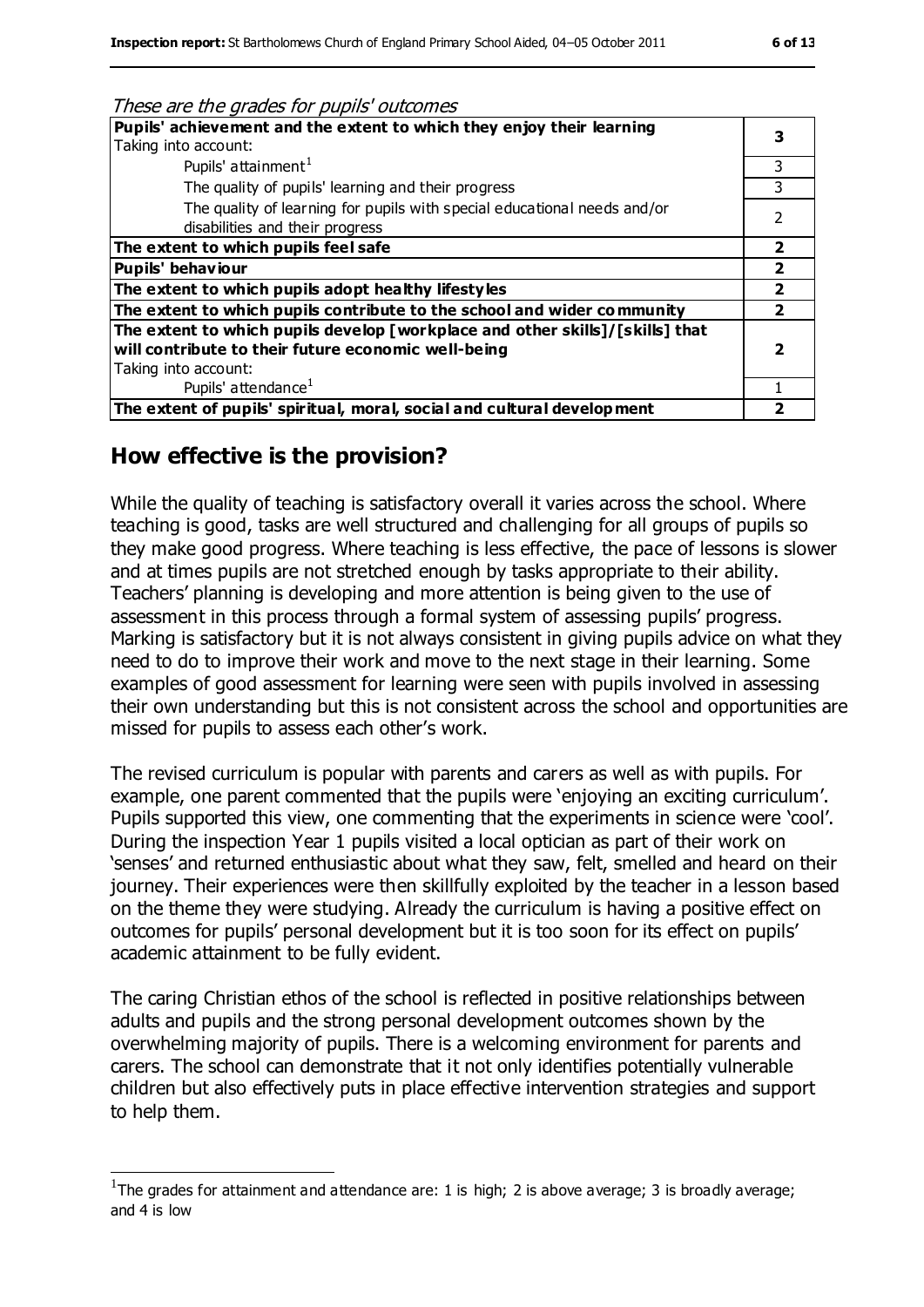*These are the grades for pupils' outcomes*

| | |
|---|---|
| **Pupils' achievement and the extent to which they enjoy their learning** Taking into account: | **3** |
| Pupils' attainment[1] | 3 |
| The quality of pupils' learning and their progress | 3 |
| The quality of learning for pupils with special educational needs and/or disabilities and their progress | 2 |
| **The extent to which pupils feel safe** | **2** |
| **Pupils' behaviour** | **2** |
| **The extent to which pupils adopt healthy lifestyles** | **2** |
| **The extent to which pupils contribute to the school and wider community** | **2** |
| **The extent to which pupils develop [workplace and other skills]/[skills] that will contribute to their future economic well-being** Taking into account: | **2** |
| Pupils' attendance[1] | 1 |
| **The extent of pupils' spiritual, moral, social and cultural development** | **2** |

## How effective is the provision?

While the quality of teaching is satisfactory overall it varies across the school. Where teaching is good, tasks are well structured and challenging for all groups of pupils so they make good progress. Where teaching is less effective, the pace of lessons is slower and at times pupils are not stretched enough by tasks appropriate to their ability. Teachers' planning is developing and more attention is being given to the use of assessment in this process through a formal system of assessing pupils' progress. Marking is satisfactory but it is not always consistent in giving pupils advice on what they need to do to improve their work and move to the next stage in their learning. Some examples of good assessment for learning were seen with pupils involved in assessing their own understanding but this is not consistent across the school and opportunities are missed for pupils to assess each other's work.

The revised curriculum is popular with parents and carers as well as with pupils. For example, one parent commented that the pupils were 'enjoying an exciting curriculum'. Pupils supported this view, one commenting that the experiments in science were 'cool'. During the inspection Year 1 pupils visited a local optician as part of their work on 'senses' and returned enthusiastic about what they saw, felt, smelled and heard on their journey. Their experiences were then skillfully exploited by the teacher in a lesson based on the theme they were studying. Already the curriculum is having a positive effect on outcomes for pupils' personal development but it is too soon for its effect on pupils' academic attainment to be fully evident.

The caring Christian ethos of the school is reflected in positive relationships between adults and pupils and the strong personal development outcomes shown by the overwhelming majority of pupils. There is a welcoming environment for parents and carers. The school can demonstrate that it not only identifies potentially vulnerable children but also effectively puts in place effective intervention strategies and support to help them.

[1]The grades for attainment and attendance are: 1 is high; 2 is above average; 3 is broadly average; and 4 is low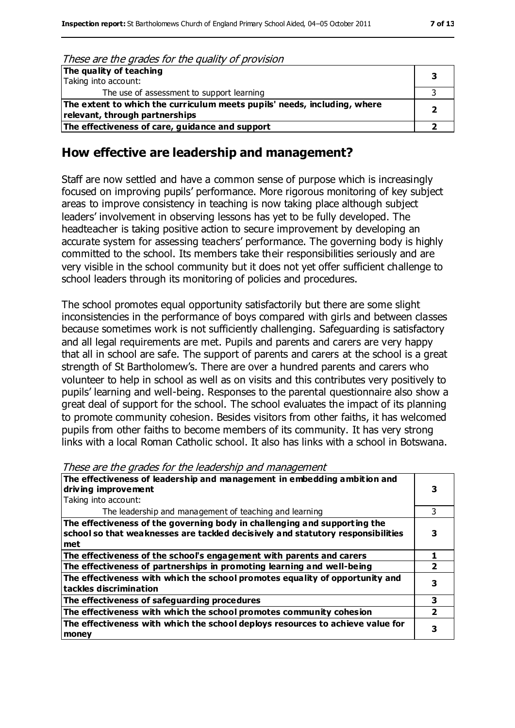*These are the grades for the quality of provision*

| | |
|---|---|
| **The quality of teaching**<br>Taking into account: | **3** |
| The use of assessment to support learning | 3 |
| **The extent to which the curriculum meets pupils' needs, including, where relevant, through partnerships** | **2** |
| **The effectiveness of care, guidance and support** | **2** |

## How effective are leadership and management?

Staff are now settled and have a common sense of purpose which is increasingly focused on improving pupils' performance. More rigorous monitoring of key subject areas to improve consistency in teaching is now taking place although subject leaders' involvement in observing lessons has yet to be fully developed. The headteacher is taking positive action to secure improvement by developing an accurate system for assessing teachers' performance. The governing body is highly committed to the school. Its members take their responsibilities seriously and are very visible in the school community but it does not yet offer sufficient challenge to school leaders through its monitoring of policies and procedures.

The school promotes equal opportunity satisfactorily but there are some slight inconsistencies in the performance of boys compared with girls and between classes because sometimes work is not sufficiently challenging. Safeguarding is satisfactory and all legal requirements are met. Pupils and parents and carers are very happy that all in school are safe. The support of parents and carers at the school is a great strength of St Bartholomew's. There are over a hundred parents and carers who volunteer to help in school as well as on visits and this contributes very positively to pupils' learning and well-being. Responses to the parental questionnaire also show a great deal of support for the school. The school evaluates the impact of its planning to promote community cohesion. Besides visitors from other faiths, it has welcomed pupils from other faiths to become members of its community. It has very strong links with a local Roman Catholic school. It also has links with a school in Botswana.

*These are the grades for the leadership and management*

| | |
|---|---|
| **The effectiveness of leadership and management in embedding ambition and driving improvement**<br>Taking into account: | **3** |
| The leadership and management of teaching and learning | 3 |
| **The effectiveness of the governing body in challenging and supporting the school so that weaknesses are tackled decisively and statutory responsibilities met** | **3** |
| **The effectiveness of the school's engagement with parents and carers** | **1** |
| **The effectiveness of partnerships in promoting learning and well-being** | **2** |
| **The effectiveness with which the school promotes equality of opportunity and tackles discrimination** | **3** |
| **The effectiveness of safeguarding procedures** | **3** |
| **The effectiveness with which the school promotes community cohesion** | **2** |
| **The effectiveness with which the school deploys resources to achieve value for money** | **3** |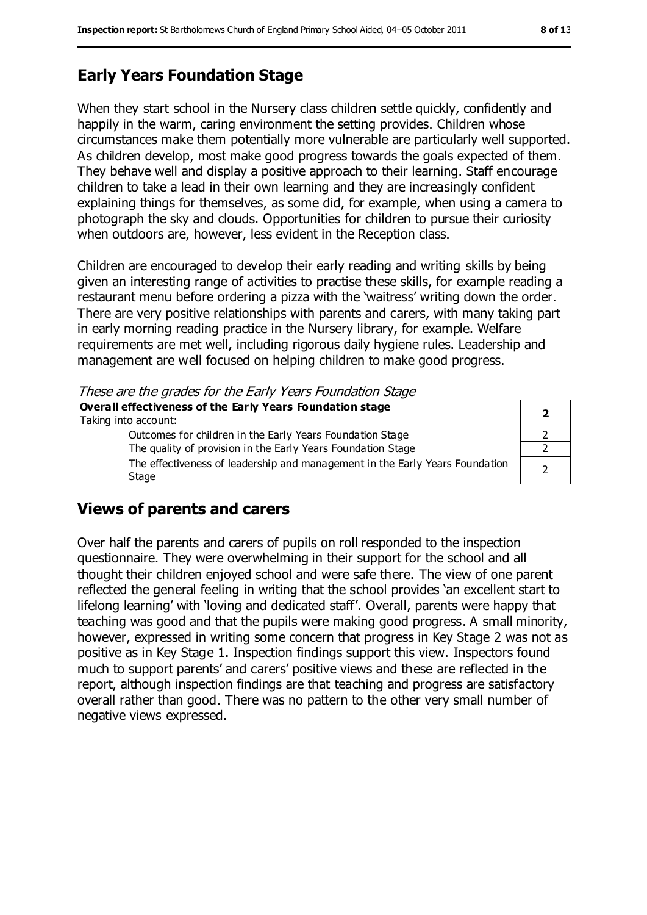## Early Years Foundation Stage

When they start school in the Nursery class children settle quickly, confidently and happily in the warm, caring environment the setting provides. Children whose circumstances make them potentially more vulnerable are particularly well supported. As children develop, most make good progress towards the goals expected of them. They behave well and display a positive approach to their learning. Staff encourage children to take a lead in their own learning and they are increasingly confident explaining things for themselves, as some did, for example, when using a camera to photograph the sky and clouds. Opportunities for children to pursue their curiosity when outdoors are, however, less evident in the Reception class.

Children are encouraged to develop their early reading and writing skills by being given an interesting range of activities to practise these skills, for example reading a restaurant menu before ordering a pizza with the 'waitress' writing down the order. There are very positive relationships with parents and carers, with many taking part in early morning reading practice in the Nursery library, for example. Welfare requirements are met well, including rigorous daily hygiene rules. Leadership and management are well focused on helping children to make good progress.

*These are the grades for the Early Years Foundation Stage*

| **Overall effectiveness of the Early Years Foundation stage**<br>Taking into account: | **2** |
|---|---|
| Outcomes for children in the Early Years Foundation Stage | 2 |
| The quality of provision in the Early Years Foundation Stage | 2 |
| The effectiveness of leadership and management in the Early Years Foundation Stage | 2 |

## Views of parents and carers

Over half the parents and carers of pupils on roll responded to the inspection questionnaire. They were overwhelming in their support for the school and all thought their children enjoyed school and were safe there. The view of one parent reflected the general feeling in writing that the school provides 'an excellent start to lifelong learning' with 'loving and dedicated staff'. Overall, parents were happy that teaching was good and that the pupils were making good progress. A small minority, however, expressed in writing some concern that progress in Key Stage 2 was not as positive as in Key Stage 1. Inspection findings support this view. Inspectors found much to support parents' and carers' positive views and these are reflected in the report, although inspection findings are that teaching and progress are satisfactory overall rather than good. There was no pattern to the other very small number of negative views expressed.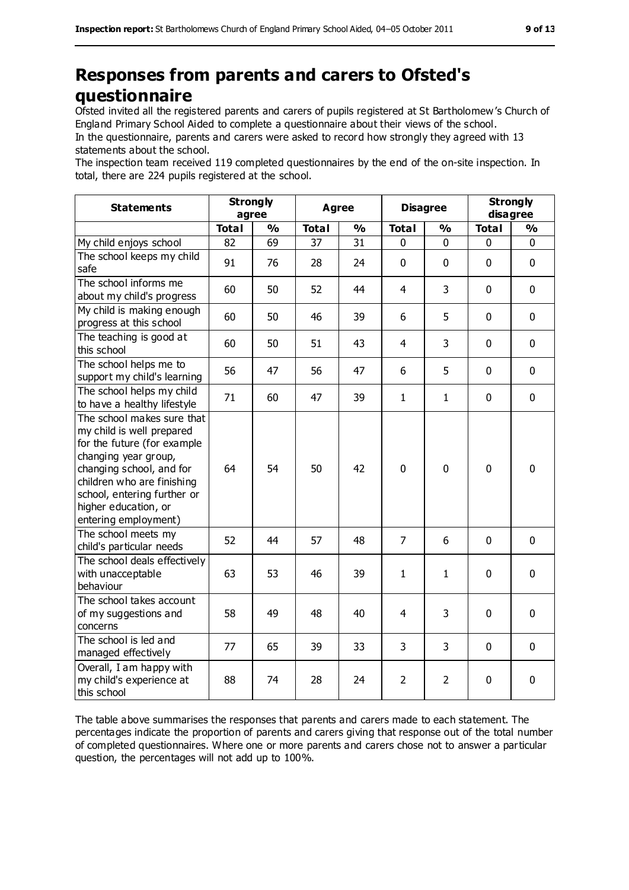# Responses from parents and carers to Ofsted's questionnaire

Ofsted invited all the registered parents and carers of pupils registered at St Bartholomew's Church of England Primary School Aided to complete a questionnaire about their views of the school.

In the questionnaire, parents and carers were asked to record how strongly they agreed with 13 statements about the school.

The inspection team received 119 completed questionnaires by the end of the on-site inspection. In total, there are 224 pupils registered at the school.

| Statements | Strongly agree | | Agree | | Disagree | | Strongly disagree | |
|---|---|---|---|---|---|---|---|---|
| | Total | % | Total | % | Total | % | Total | % |
| My child enjoys school | 82 | 69 | 37 | 31 | 0 | 0 | 0 | 0 |
| The school keeps my child safe | 91 | 76 | 28 | 24 | 0 | 0 | 0 | 0 |
| The school informs me about my child's progress | 60 | 50 | 52 | 44 | 4 | 3 | 0 | 0 |
| My child is making enough progress at this school | 60 | 50 | 46 | 39 | 6 | 5 | 0 | 0 |
| The teaching is good at this school | 60 | 50 | 51 | 43 | 4 | 3 | 0 | 0 |
| The school helps me to support my child's learning | 56 | 47 | 56 | 47 | 6 | 5 | 0 | 0 |
| The school helps my child to have a healthy lifestyle | 71 | 60 | 47 | 39 | 1 | 1 | 0 | 0 |
| The school makes sure that my child is well prepared for the future (for example changing year group, changing school, and for children who are finishing school, entering further or higher education, or entering employment) | 64 | 54 | 50 | 42 | 0 | 0 | 0 | 0 |
| The school meets my child's particular needs | 52 | 44 | 57 | 48 | 7 | 6 | 0 | 0 |
| The school deals effectively with unacceptable behaviour | 63 | 53 | 46 | 39 | 1 | 1 | 0 | 0 |
| The school takes account of my suggestions and concerns | 58 | 49 | 48 | 40 | 4 | 3 | 0 | 0 |
| The school is led and managed effectively | 77 | 65 | 39 | 33 | 3 | 3 | 0 | 0 |
| Overall, I am happy with my child's experience at this school | 88 | 74 | 28 | 24 | 2 | 2 | 0 | 0 |

The table above summarises the responses that parents and carers made to each statement. The percentages indicate the proportion of parents and carers giving that response out of the total number of completed questionnaires. Where one or more parents and carers chose not to answer a particular question, the percentages will not add up to 100%.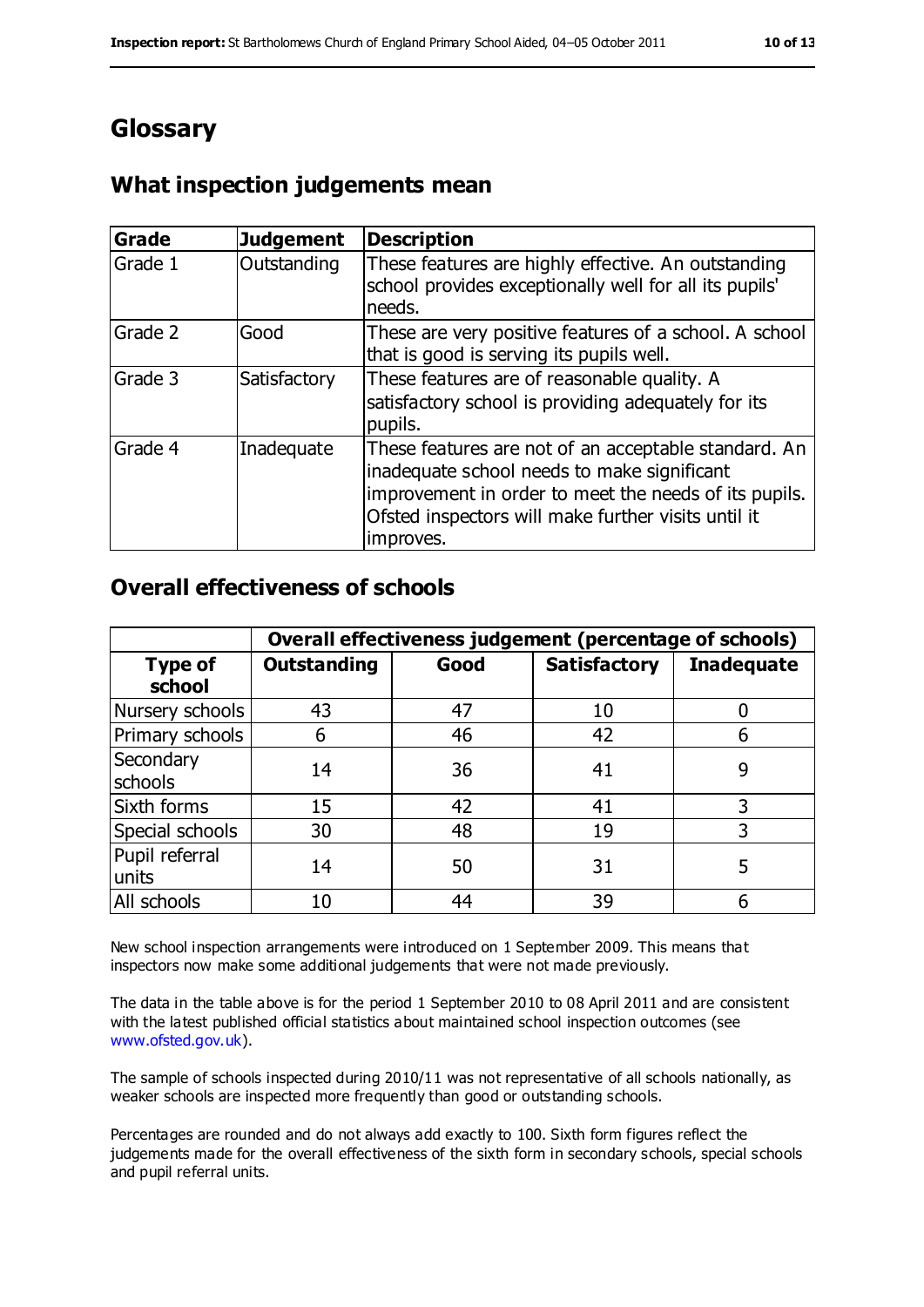# Glossary

## What inspection judgements mean

| Grade | Judgement | Description |
|---|---|---|
| Grade 1 | Outstanding | These features are highly effective. An outstanding school provides exceptionally well for all its pupils' needs. |
| Grade 2 | Good | These are very positive features of a school. A school that is good is serving its pupils well. |
| Grade 3 | Satisfactory | These features are of reasonable quality. A satisfactory school is providing adequately for its pupils. |
| Grade 4 | Inadequate | These features are not of an acceptable standard. An inadequate school needs to make significant improvement in order to meet the needs of its pupils. Ofsted inspectors will make further visits until it improves. |

## Overall effectiveness of schools

| | Overall effectiveness judgement (percentage of schools) | | | |
|---|---|---|---|---|
| **Type of school** | **Outstanding** | **Good** | **Satisfactory** | **Inadequate** |
| Nursery schools | 43 | 47 | 10 | 0 |
| Primary schools | 6 | 46 | 42 | 6 |
| Secondary schools | 14 | 36 | 41 | 9 |
| Sixth forms | 15 | 42 | 41 | 3 |
| Special schools | 30 | 48 | 19 | 3 |
| Pupil referral units | 14 | 50 | 31 | 5 |
| All schools | 10 | 44 | 39 | 6 |

New school inspection arrangements were introduced on 1 September 2009. This means that inspectors now make some additional judgements that were not made previously.

The data in the table above is for the period 1 September 2010 to 08 April 2011 and are consistent with the latest published official statistics about maintained school inspection outcomes (see www.ofsted.gov.uk).

The sample of schools inspected during 2010/11 was not representative of all schools nationally, as weaker schools are inspected more frequently than good or outstanding schools.

Percentages are rounded and do not always add exactly to 100. Sixth form figures reflect the judgements made for the overall effectiveness of the sixth form in secondary schools, special schools and pupil referral units.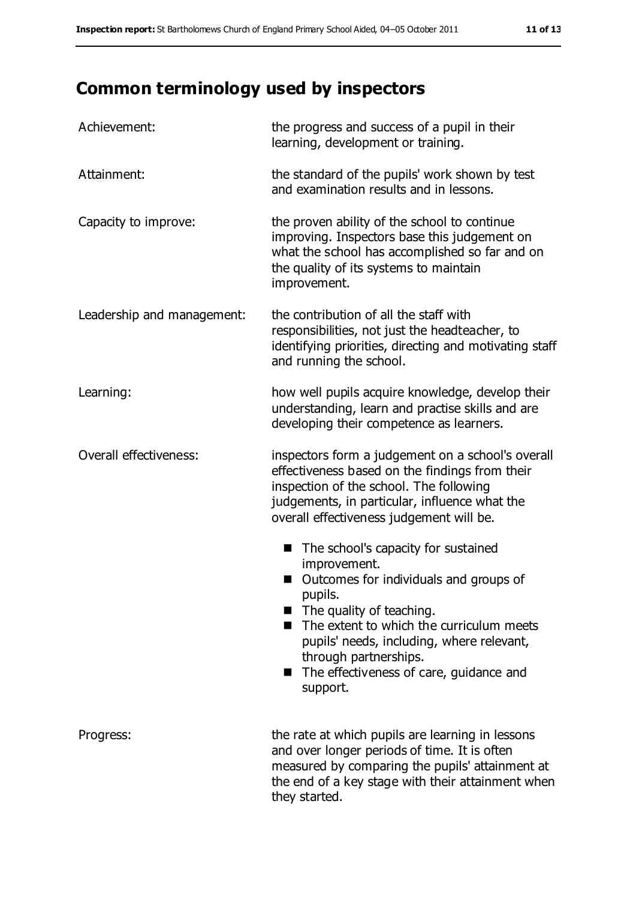# Common terminology used by inspectors

| | |
|---|---|
| Achievement: | the progress and success of a pupil in their learning, development or training. |
| Attainment: | the standard of the pupils' work shown by test and examination results and in lessons. |
| Capacity to improve: | the proven ability of the school to continue improving. Inspectors base this judgement on what the school has accomplished so far and on the quality of its systems to maintain improvement. |
| Leadership and management: | the contribution of all the staff with responsibilities, not just the headteacher, to identifying priorities, directing and motivating staff and running the school. |
| Learning: | how well pupils acquire knowledge, develop their understanding, learn and practise skills and are developing their competence as learners. |
| Overall effectiveness: | inspectors form a judgement on a school's overall effectiveness based on the findings from their inspection of the school. The following judgements, in particular, influence what the overall effectiveness judgement will be.<br>■ The school's capacity for sustained improvement.<br>■ Outcomes for individuals and groups of pupils.<br>■ The quality of teaching.<br>■ The extent to which the curriculum meets pupils' needs, including, where relevant, through partnerships.<br>■ The effectiveness of care, guidance and support. |
| Progress: | the rate at which pupils are learning in lessons and over longer periods of time. It is often measured by comparing the pupils' attainment at the end of a key stage with their attainment when they started. |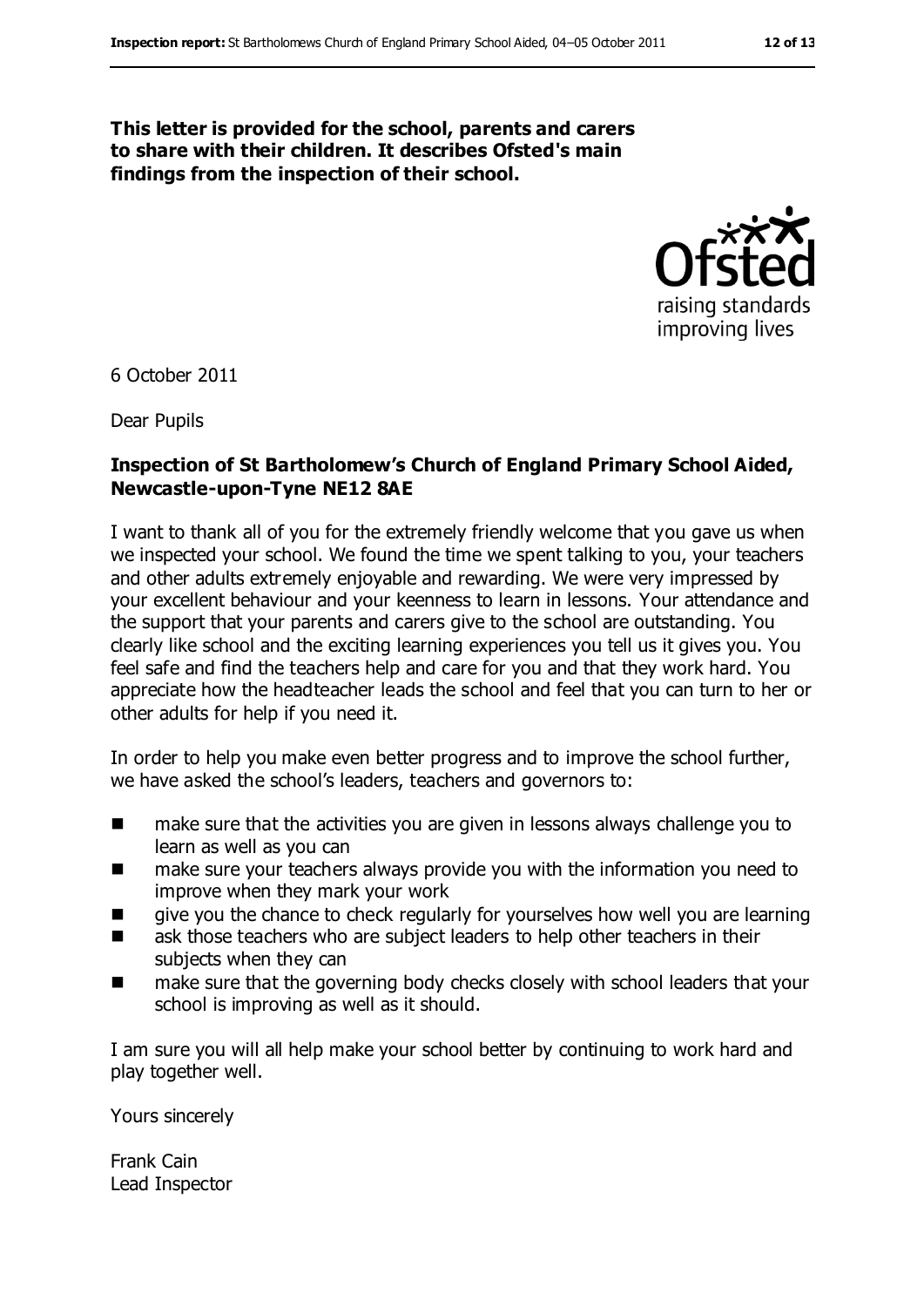**This letter is provided for the school, parents and carers to share with their children. It describes Ofsted's main findings from the inspection of their school.**

6 October 2011

Dear Pupils

**Inspection of St Bartholomew's Church of England Primary School Aided, Newcastle-upon-Tyne NE12 8AE**

I want to thank all of you for the extremely friendly welcome that you gave us when we inspected your school. We found the time we spent talking to you, your teachers and other adults extremely enjoyable and rewarding. We were very impressed by your excellent behaviour and your keenness to learn in lessons. Your attendance and the support that your parents and carers give to the school are outstanding. You clearly like school and the exciting learning experiences you tell us it gives you. You feel safe and find the teachers help and care for you and that they work hard. You appreciate how the headteacher leads the school and feel that you can turn to her or other adults for help if you need it.

In order to help you make even better progress and to improve the school further, we have asked the school's leaders, teachers and governors to:

- make sure that the activities you are given in lessons always challenge you to learn as well as you can
- make sure your teachers always provide you with the information you need to improve when they mark your work
- give you the chance to check regularly for yourselves how well you are learning
- ask those teachers who are subject leaders to help other teachers in their subjects when they can
- make sure that the governing body checks closely with school leaders that your school is improving as well as it should.

I am sure you will all help make your school better by continuing to work hard and play together well.

Yours sincerely

Frank Cain
Lead Inspector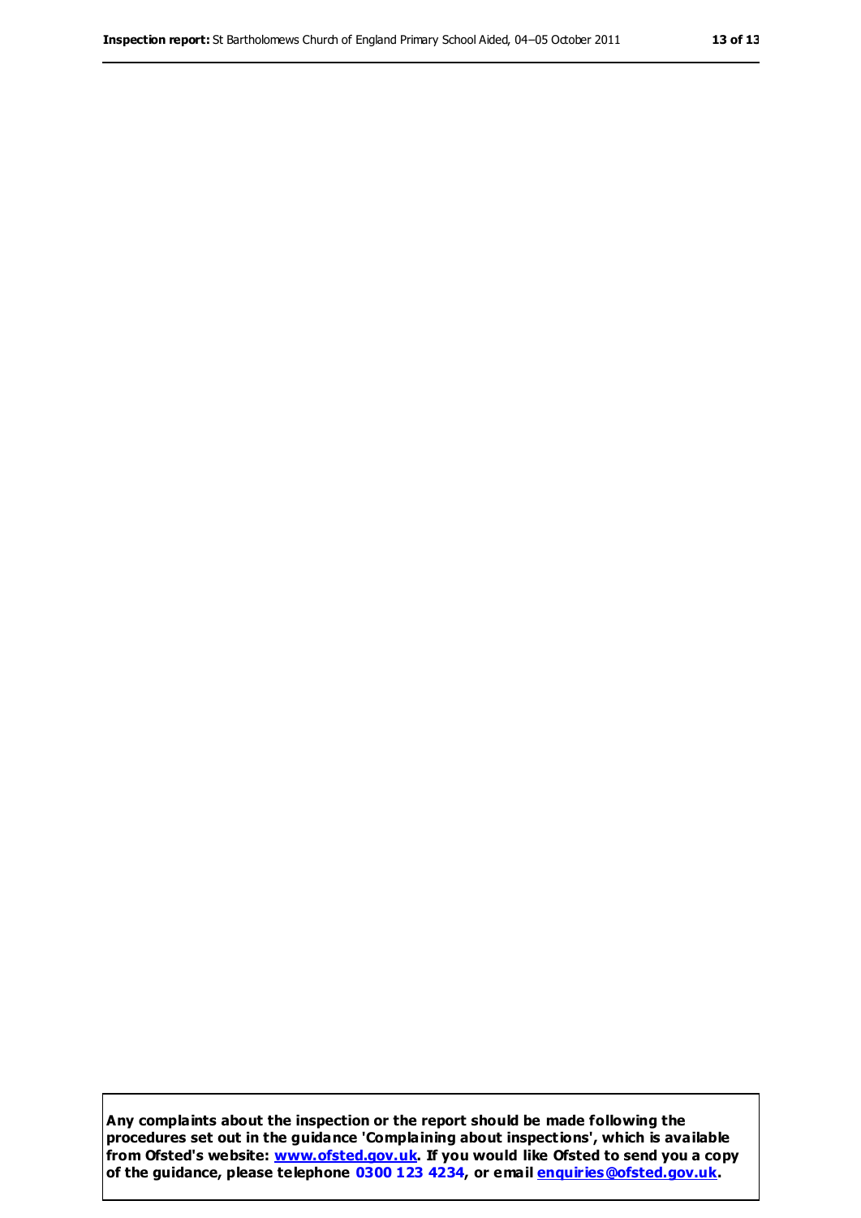**Any complaints about the inspection or the report should be made following the procedures set out in the guidance 'Complaining about inspections', which is available from Ofsted's website: www.ofsted.gov.uk. If you would like Ofsted to send you a copy of the guidance, please telephone 0300 123 4234, or email enquiries@ofsted.gov.uk.**